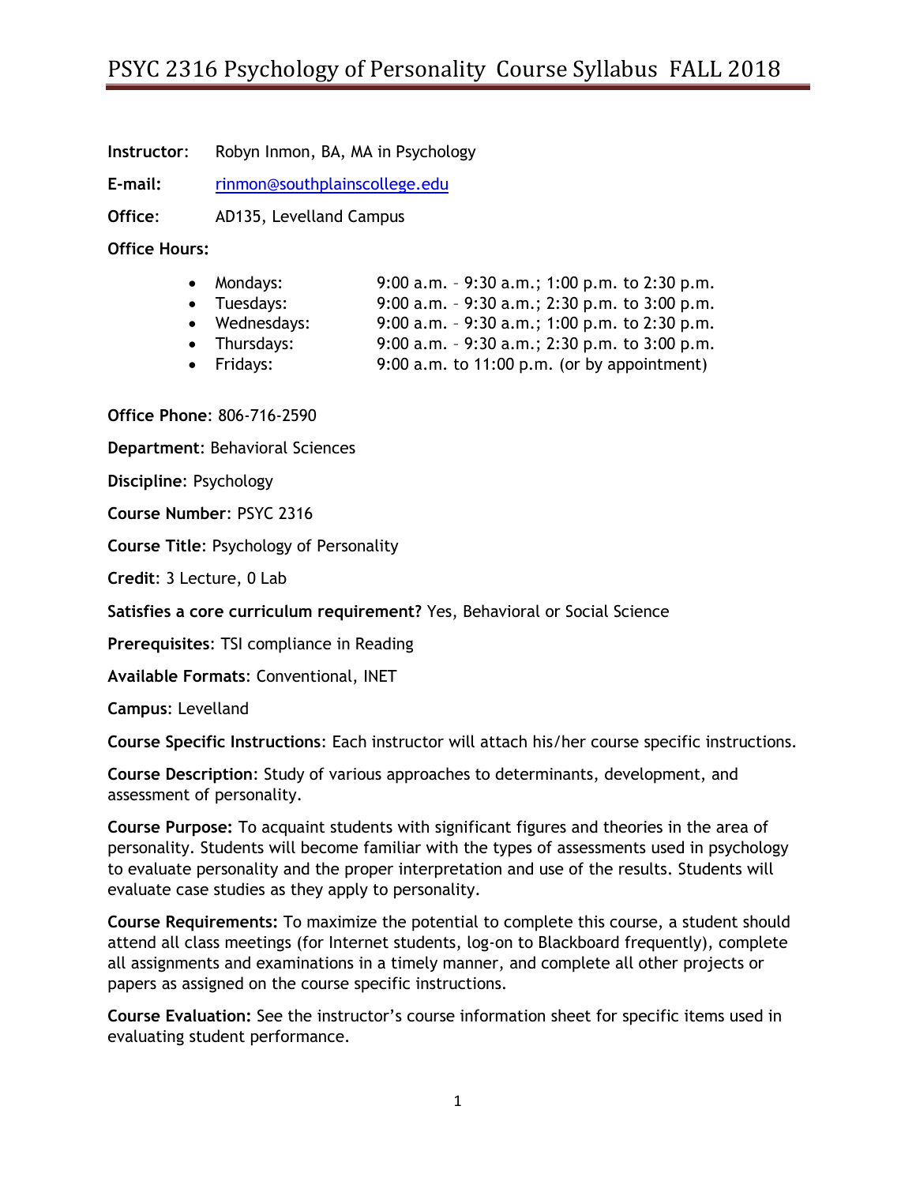# PSYC 2316 Psychology of Personality Course Syllabus FALL 2018

**Instructor**: Robyn Inmon, BA, MA in Psychology

**E-mail:** rinmon@southplainscollege.edu

**Office**: AD135, Levelland Campus

**Office Hours:**

- Mondays: 9:00 a.m. – 9:30 a.m.; 1:00 p.m. to 2:30 p.m.
- Tuesdays: 9:00 a.m. – 9:30 a.m.; 2:30 p.m. to 3:00 p.m.
- Wednesdays: 9:00 a.m. – 9:30 a.m.; 1:00 p.m. to 2:30 p.m.
- Thursdays: 9:00 a.m. – 9:30 a.m.; 2:30 p.m. to 3:00 p.m.
- Fridays: 9:00 a.m. to 11:00 p.m. (or by appointment)

**Office Phone**: 806-716-2590

**Department**: Behavioral Sciences

**Discipline**: Psychology

**Course Number**: PSYC 2316

**Course Title**: Psychology of Personality

**Credit**: 3 Lecture, 0 Lab

**Satisfies a core curriculum requirement?** Yes, Behavioral or Social Science

**Prerequisites**: TSI compliance in Reading

**Available Formats**: Conventional, INET

**Campus**: Levelland

**Course Specific Instructions**: Each instructor will attach his/her course specific instructions.

**Course Description**: Study of various approaches to determinants, development, and assessment of personality.

**Course Purpose:** To acquaint students with significant figures and theories in the area of personality. Students will become familiar with the types of assessments used in psychology to evaluate personality and the proper interpretation and use of the results. Students will evaluate case studies as they apply to personality.

**Course Requirements:** To maximize the potential to complete this course, a student should attend all class meetings (for Internet students, log-on to Blackboard frequently), complete all assignments and examinations in a timely manner, and complete all other projects or papers as assigned on the course specific instructions.

**Course Evaluation:** See the instructor's course information sheet for specific items used in evaluating student performance.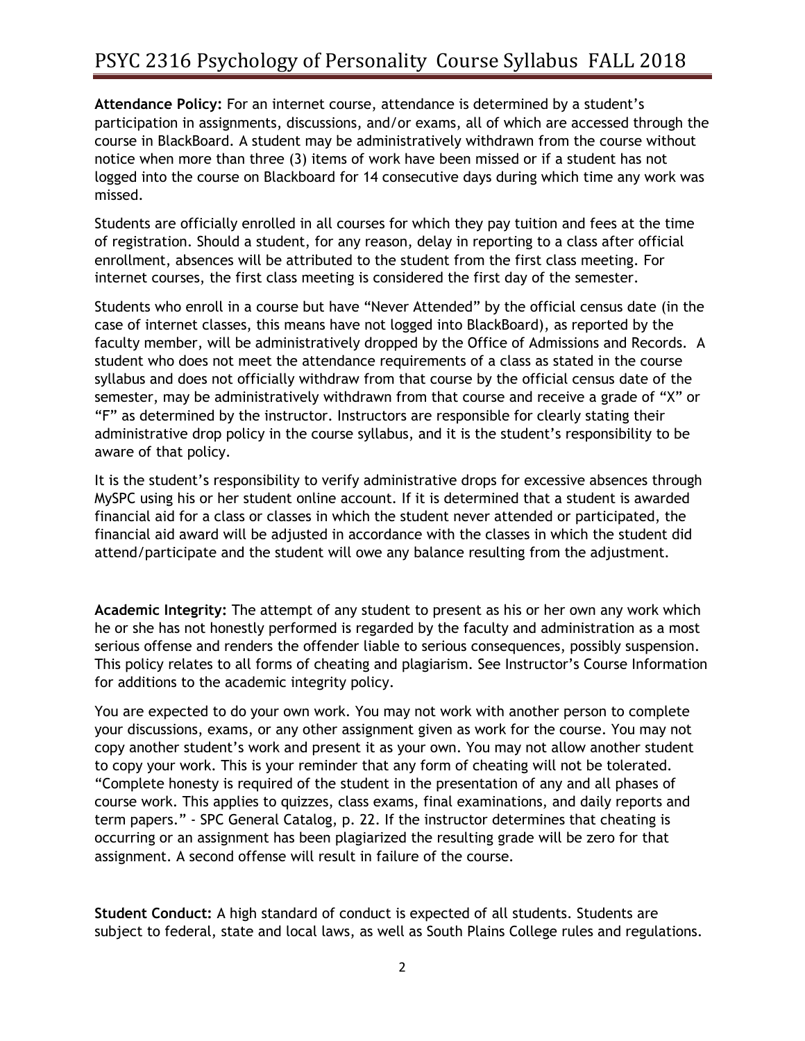**Attendance Policy:** For an internet course, attendance is determined by a student's participation in assignments, discussions, and/or exams, all of which are accessed through the course in BlackBoard. A student may be administratively withdrawn from the course without notice when more than three (3) items of work have been missed or if a student has not logged into the course on Blackboard for 14 consecutive days during which time any work was missed.

Students are officially enrolled in all courses for which they pay tuition and fees at the time of registration. Should a student, for any reason, delay in reporting to a class after official enrollment, absences will be attributed to the student from the first class meeting. For internet courses, the first class meeting is considered the first day of the semester.

Students who enroll in a course but have "Never Attended" by the official census date (in the case of internet classes, this means have not logged into BlackBoard), as reported by the faculty member, will be administratively dropped by the Office of Admissions and Records. A student who does not meet the attendance requirements of a class as stated in the course syllabus and does not officially withdraw from that course by the official census date of the semester, may be administratively withdrawn from that course and receive a grade of "X" or "F" as determined by the instructor. Instructors are responsible for clearly stating their administrative drop policy in the course syllabus, and it is the student's responsibility to be aware of that policy.

It is the student's responsibility to verify administrative drops for excessive absences through MySPC using his or her student online account. If it is determined that a student is awarded financial aid for a class or classes in which the student never attended or participated, the financial aid award will be adjusted in accordance with the classes in which the student did attend/participate and the student will owe any balance resulting from the adjustment.

**Academic Integrity:** The attempt of any student to present as his or her own any work which he or she has not honestly performed is regarded by the faculty and administration as a most serious offense and renders the offender liable to serious consequences, possibly suspension. This policy relates to all forms of cheating and plagiarism. See Instructor's Course Information for additions to the academic integrity policy.

You are expected to do your own work. You may not work with another person to complete your discussions, exams, or any other assignment given as work for the course. You may not copy another student's work and present it as your own. You may not allow another student to copy your work. This is your reminder that any form of cheating will not be tolerated. "Complete honesty is required of the student in the presentation of any and all phases of course work. This applies to quizzes, class exams, final examinations, and daily reports and term papers." - SPC General Catalog, p. 22. If the instructor determines that cheating is occurring or an assignment has been plagiarized the resulting grade will be zero for that assignment. A second offense will result in failure of the course.

**Student Conduct:** A high standard of conduct is expected of all students. Students are subject to federal, state and local laws, as well as South Plains College rules and regulations.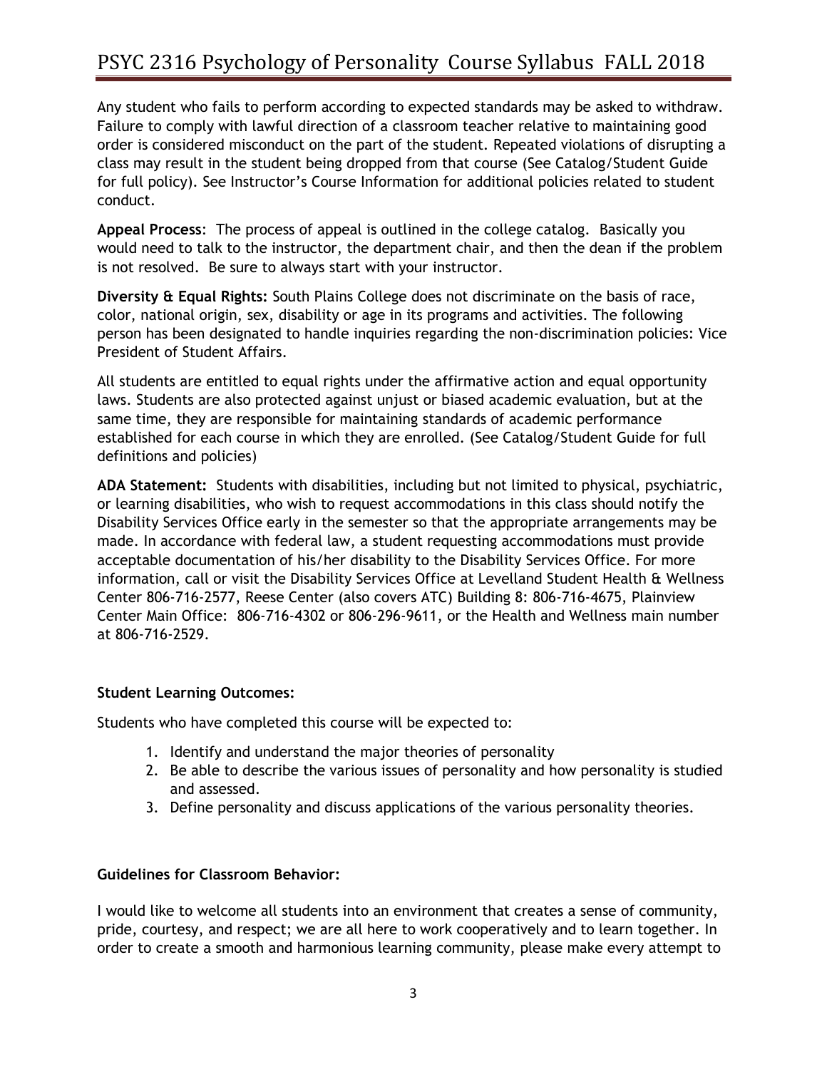Any student who fails to perform according to expected standards may be asked to withdraw. Failure to comply with lawful direction of a classroom teacher relative to maintaining good order is considered misconduct on the part of the student. Repeated violations of disrupting a class may result in the student being dropped from that course (See Catalog/Student Guide for full policy). See Instructor's Course Information for additional policies related to student conduct.

**Appeal Process**: The process of appeal is outlined in the college catalog. Basically you would need to talk to the instructor, the department chair, and then the dean if the problem is not resolved. Be sure to always start with your instructor.

**Diversity & Equal Rights:** South Plains College does not discriminate on the basis of race, color, national origin, sex, disability or age in its programs and activities. The following person has been designated to handle inquiries regarding the non-discrimination policies: Vice President of Student Affairs.

All students are entitled to equal rights under the affirmative action and equal opportunity laws. Students are also protected against unjust or biased academic evaluation, but at the same time, they are responsible for maintaining standards of academic performance established for each course in which they are enrolled. (See Catalog/Student Guide for full definitions and policies)

**ADA Statement:** Students with disabilities, including but not limited to physical, psychiatric, or learning disabilities, who wish to request accommodations in this class should notify the Disability Services Office early in the semester so that the appropriate arrangements may be made. In accordance with federal law, a student requesting accommodations must provide acceptable documentation of his/her disability to the Disability Services Office. For more information, call or visit the Disability Services Office at Levelland Student Health & Wellness Center 806-716-2577, Reese Center (also covers ATC) Building 8: 806-716-4675, Plainview Center Main Office: 806-716-4302 or 806-296-9611, or the Health and Wellness main number at 806-716-2529.

**Student Learning Outcomes:**

Students who have completed this course will be expected to:

1. Identify and understand the major theories of personality
2. Be able to describe the various issues of personality and how personality is studied and assessed.
3. Define personality and discuss applications of the various personality theories.

**Guidelines for Classroom Behavior:**

I would like to welcome all students into an environment that creates a sense of community, pride, courtesy, and respect; we are all here to work cooperatively and to learn together. In order to create a smooth and harmonious learning community, please make every attempt to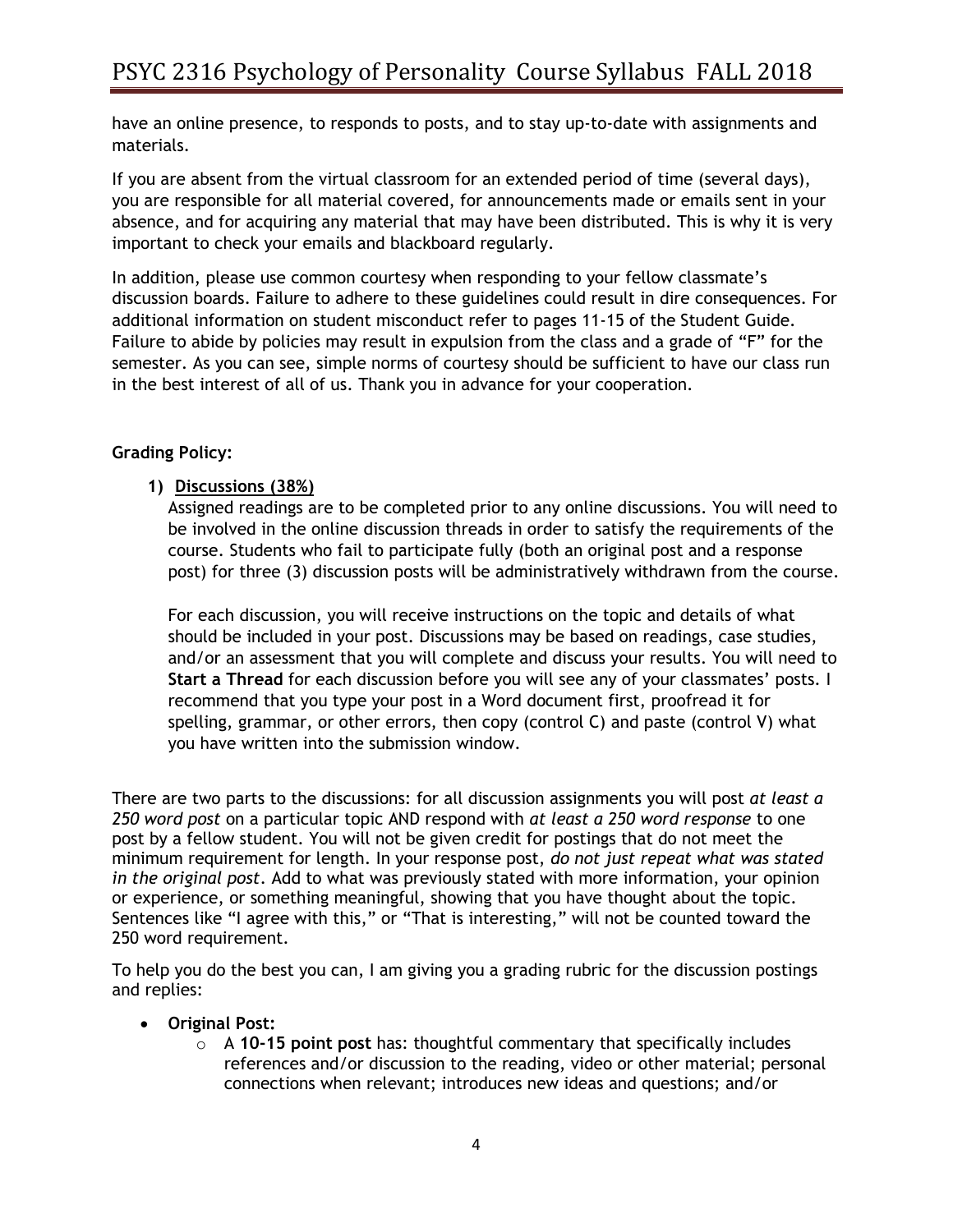have an online presence, to responds to posts, and to stay up-to-date with assignments and materials.

If you are absent from the virtual classroom for an extended period of time (several days), you are responsible for all material covered, for announcements made or emails sent in your absence, and for acquiring any material that may have been distributed. This is why it is very important to check your emails and blackboard regularly.

In addition, please use common courtesy when responding to your fellow classmate's discussion boards. Failure to adhere to these guidelines could result in dire consequences. For additional information on student misconduct refer to pages 11-15 of the Student Guide. Failure to abide by policies may result in expulsion from the class and a grade of "F" for the semester. As you can see, simple norms of courtesy should be sufficient to have our class run in the best interest of all of us. Thank you in advance for your cooperation.

**Grading Policy:**

1) **Discussions (38%)**

   Assigned readings are to be completed prior to any online discussions. You will need to be involved in the online discussion threads in order to satisfy the requirements of the course. Students who fail to participate fully (both an original post and a response post) for three (3) discussion posts will be administratively withdrawn from the course.

   For each discussion, you will receive instructions on the topic and details of what should be included in your post. Discussions may be based on readings, case studies, and/or an assessment that you will complete and discuss your results. You will need to **Start a Thread** for each discussion before you will see any of your classmates' posts. I recommend that you type your post in a Word document first, proofread it for spelling, grammar, or other errors, then copy (control C) and paste (control V) what you have written into the submission window.

There are two parts to the discussions: for all discussion assignments you will post *at least a 250 word post* on a particular topic AND respond with *at least a 250 word response* to one post by a fellow student. You will not be given credit for postings that do not meet the minimum requirement for length. In your response post, *do not just repeat what was stated in the original post*. Add to what was previously stated with more information, your opinion or experience, or something meaningful, showing that you have thought about the topic. Sentences like "I agree with this," or "That is interesting," will not be counted toward the 250 word requirement.

To help you do the best you can, I am giving you a grading rubric for the discussion postings and replies:

- **Original Post:**
  - A **10-15 point post** has: thoughtful commentary that specifically includes references and/or discussion to the reading, video or other material; personal connections when relevant; introduces new ideas and questions; and/or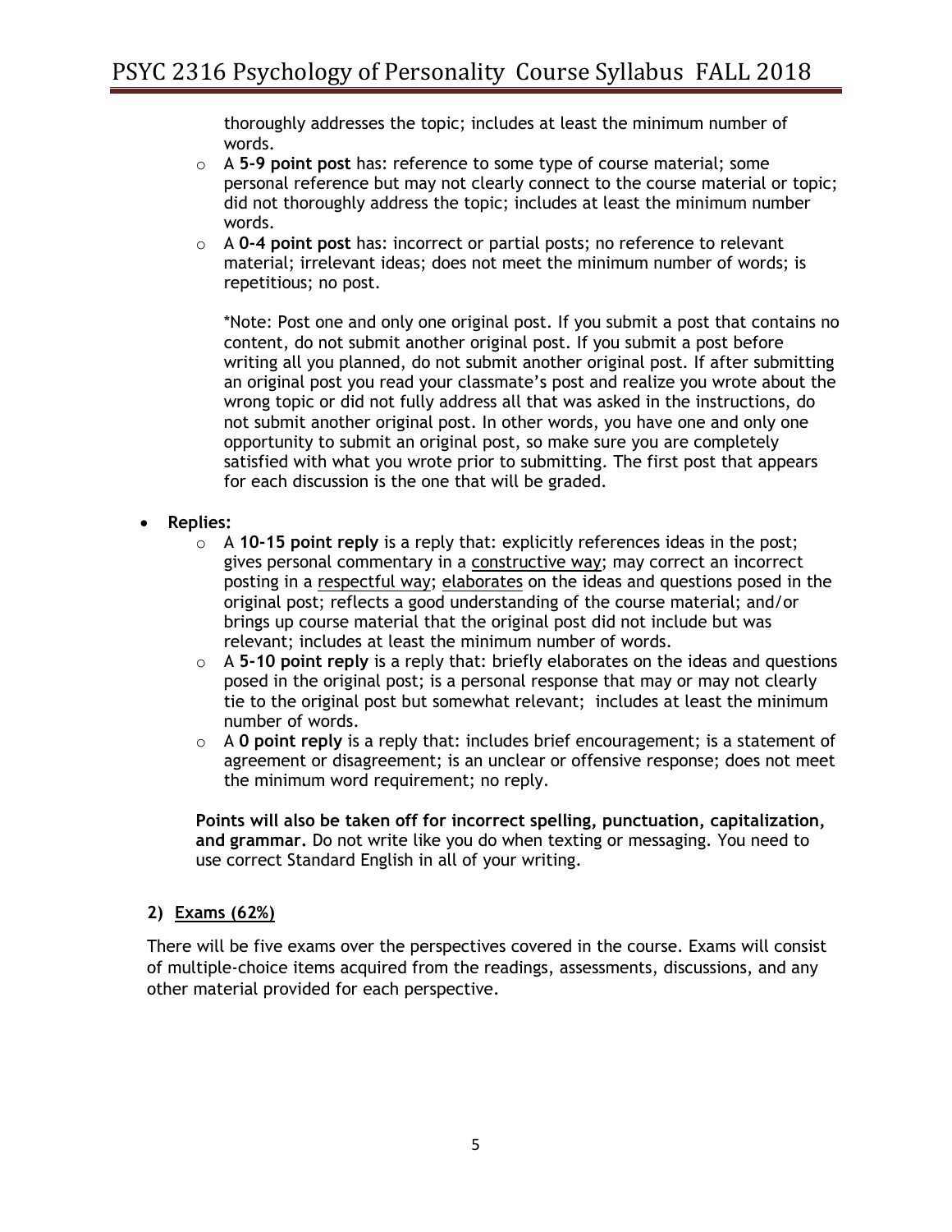thoroughly addresses the topic; includes at least the minimum number of words.

- A **5-9 point post** has: reference to some type of course material; some personal reference but may not clearly connect to the course material or topic; did not thoroughly address the topic; includes at least the minimum number words.
- A **0-4 point post** has: incorrect or partial posts; no reference to relevant material; irrelevant ideas; does not meet the minimum number of words; is repetitious; no post.

  *Note: Post one and only one original post. If you submit a post that contains no content, do not submit another original post. If you submit a post before writing all you planned, do not submit another original post. If after submitting an original post you read your classmate's post and realize you wrote about the wrong topic or did not fully address all that was asked in the instructions, do not submit another original post. In other words, you have one and only one opportunity to submit an original post, so make sure you are completely satisfied with what you wrote prior to submitting. The first post that appears for each discussion is the one that will be graded.

- **Replies:**
  - A **10-15 point reply** is a reply that: explicitly references ideas in the post; gives personal commentary in a constructive way; may correct an incorrect posting in a respectful way; elaborates on the ideas and questions posed in the original post; reflects a good understanding of the course material; and/or brings up course material that the original post did not include but was relevant; includes at least the minimum number of words.
  - A **5-10 point reply** is a reply that: briefly elaborates on the ideas and questions posed in the original post; is a personal response that may or may not clearly tie to the original post but somewhat relevant; includes at least the minimum number of words.
  - A **0 point reply** is a reply that: includes brief encouragement; is a statement of agreement or disagreement; is an unclear or offensive response; does not meet the minimum word requirement; no reply.

  **Points will also be taken off for incorrect spelling, punctuation, capitalization, and grammar.** Do not write like you do when texting or messaging. You need to use correct Standard English in all of your writing.

### 2) Exams (62%)

There will be five exams over the perspectives covered in the course. Exams will consist of multiple-choice items acquired from the readings, assessments, discussions, and any other material provided for each perspective.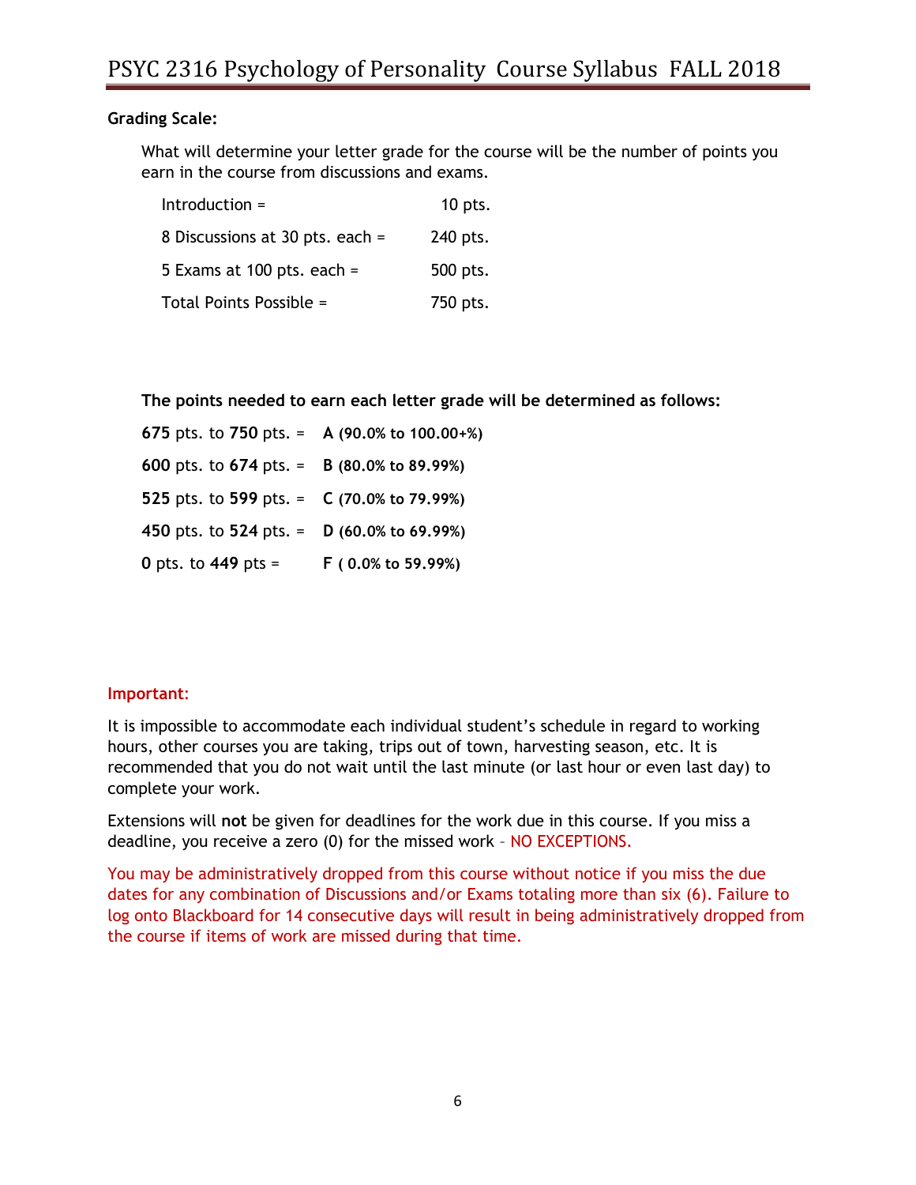**Grading Scale:**

What will determine your letter grade for the course will be the number of points you earn in the course from discussions and exams.

| | |
|---|---|
| Introduction = | 10 pts. |
| 8 Discussions at 30 pts. each = | 240 pts. |
| 5 Exams at 100 pts. each = | 500 pts. |
| Total Points Possible = | 750 pts. |

**The points needed to earn each letter grade will be determined as follows:**

| | |
|---|---|
| **675** pts. to **750** pts. = | **A (90.0% to 100.00+%)** |
| **600** pts. to **674** pts. = | **B (80.0% to 89.99%)** |
| **525** pts. to **599** pts. = | **C (70.0% to 79.99%)** |
| **450** pts. to **524** pts. = | **D (60.0% to 69.99%)** |
| **0** pts. to **449** pts = | **F ( 0.0% to 59.99%)** |

**Important:**

It is impossible to accommodate each individual student's schedule in regard to working hours, other courses you are taking, trips out of town, harvesting season, etc. It is recommended that you do not wait until the last minute (or last hour or even last day) to complete your work.

Extensions will **not** be given for deadlines for the work due in this course. If you miss a deadline, you receive a zero (0) for the missed work – NO EXCEPTIONS.

You may be administratively dropped from this course without notice if you miss the due dates for any combination of Discussions and/or Exams totaling more than six (6). Failure to log onto Blackboard for 14 consecutive days will result in being administratively dropped from the course if items of work are missed during that time.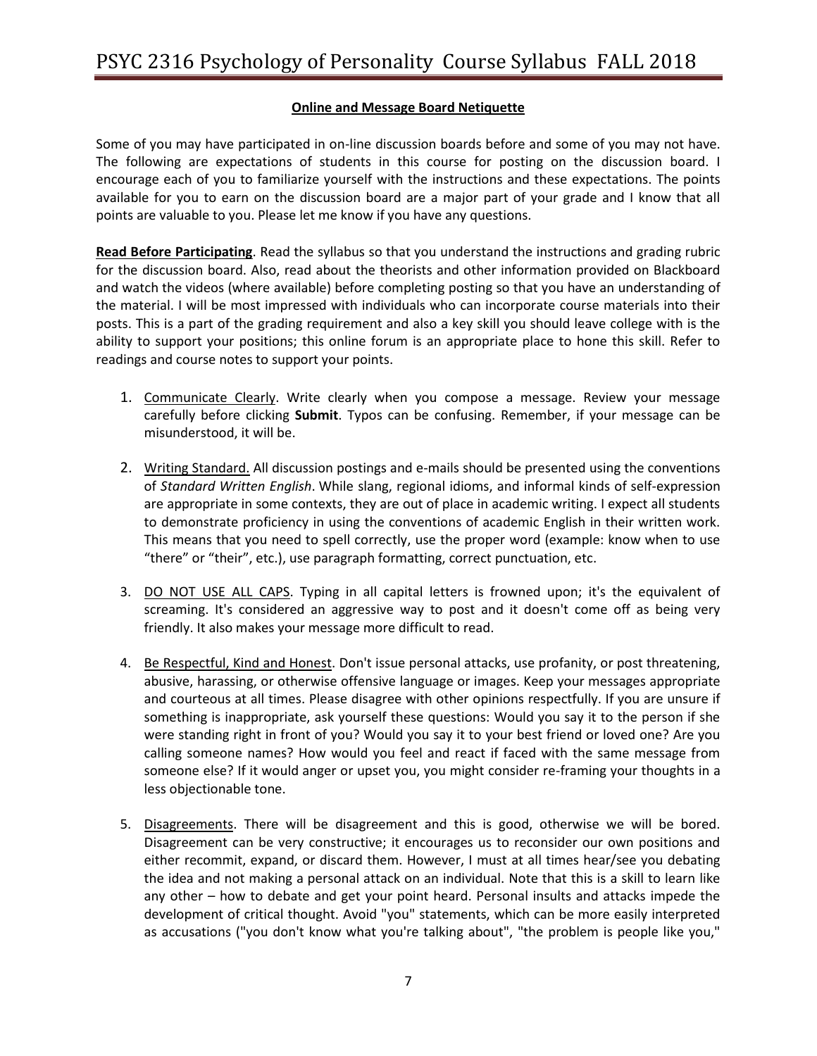**Online and Message Board Netiquette**

Some of you may have participated in on-line discussion boards before and some of you may not have. The following are expectations of students in this course for posting on the discussion board. I encourage each of you to familiarize yourself with the instructions and these expectations. The points available for you to earn on the discussion board are a major part of your grade and I know that all points are valuable to you. Please let me know if you have any questions.

**Read Before Participating**. Read the syllabus so that you understand the instructions and grading rubric for the discussion board. Also, read about the theorists and other information provided on Blackboard and watch the videos (where available) before completing posting so that you have an understanding of the material. I will be most impressed with individuals who can incorporate course materials into their posts. This is a part of the grading requirement and also a key skill you should leave college with is the ability to support your positions; this online forum is an appropriate place to hone this skill. Refer to readings and course notes to support your points.

1. Communicate Clearly. Write clearly when you compose a message. Review your message carefully before clicking **Submit**. Typos can be confusing. Remember, if your message can be misunderstood, it will be.

2. Writing Standard. All discussion postings and e-mails should be presented using the conventions of *Standard Written English*. While slang, regional idioms, and informal kinds of self-expression are appropriate in some contexts, they are out of place in academic writing. I expect all students to demonstrate proficiency in using the conventions of academic English in their written work. This means that you need to spell correctly, use the proper word (example: know when to use "there" or "their", etc.), use paragraph formatting, correct punctuation, etc.

3. DO NOT USE ALL CAPS. Typing in all capital letters is frowned upon; it's the equivalent of screaming. It's considered an aggressive way to post and it doesn't come off as being very friendly. It also makes your message more difficult to read.

4. Be Respectful, Kind and Honest. Don't issue personal attacks, use profanity, or post threatening, abusive, harassing, or otherwise offensive language or images. Keep your messages appropriate and courteous at all times. Please disagree with other opinions respectfully. If you are unsure if something is inappropriate, ask yourself these questions: Would you say it to the person if she were standing right in front of you? Would you say it to your best friend or loved one? Are you calling someone names? How would you feel and react if faced with the same message from someone else? If it would anger or upset you, you might consider re-framing your thoughts in a less objectionable tone.

5. Disagreements. There will be disagreement and this is good, otherwise we will be bored. Disagreement can be very constructive; it encourages us to reconsider our own positions and either recommit, expand, or discard them. However, I must at all times hear/see you debating the idea and not making a personal attack on an individual. Note that this is a skill to learn like any other – how to debate and get your point heard. Personal insults and attacks impede the development of critical thought. Avoid "you" statements, which can be more easily interpreted as accusations ("you don't know what you're talking about", "the problem is people like you,"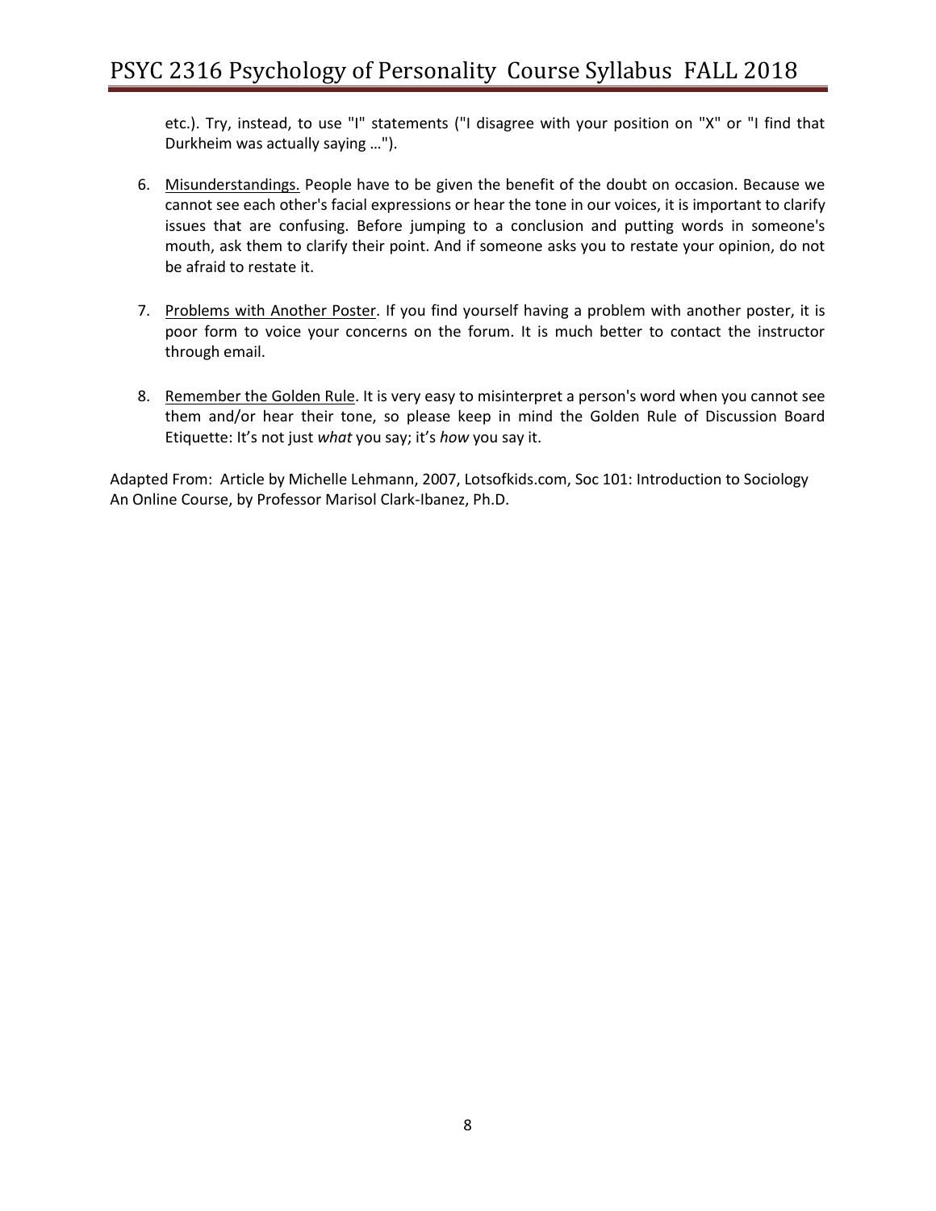etc.). Try, instead, to use "I" statements ("I disagree with your position on "X" or "I find that Durkheim was actually saying …").

6. Misunderstandings. People have to be given the benefit of the doubt on occasion. Because we cannot see each other's facial expressions or hear the tone in our voices, it is important to clarify issues that are confusing. Before jumping to a conclusion and putting words in someone's mouth, ask them to clarify their point. And if someone asks you to restate your opinion, do not be afraid to restate it.

7. Problems with Another Poster. If you find yourself having a problem with another poster, it is poor form to voice your concerns on the forum. It is much better to contact the instructor through email.

8. Remember the Golden Rule. It is very easy to misinterpret a person's word when you cannot see them and/or hear their tone, so please keep in mind the Golden Rule of Discussion Board Etiquette: It's not just *what* you say; it's *how* you say it.

Adapted From: Article by Michelle Lehmann, 2007, Lotsofkids.com, Soc 101: Introduction to Sociology An Online Course, by Professor Marisol Clark-Ibanez, Ph.D.